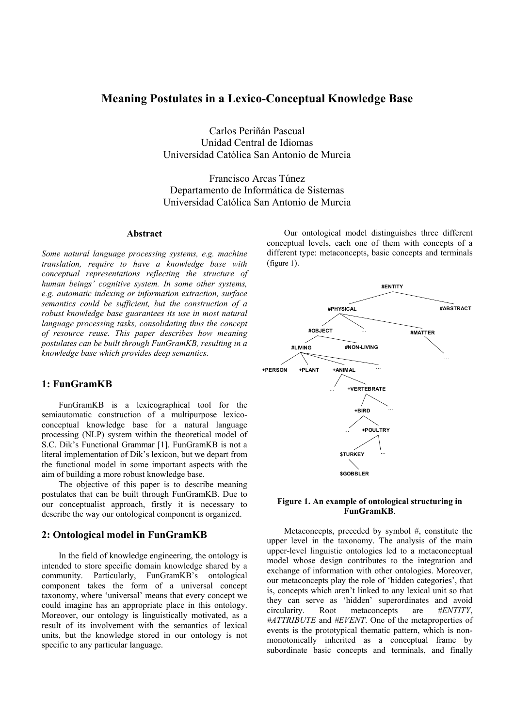# Meaning Postulates in a Lexico-Conceptual Knowledge Base

Carlos Periñán Pascual
Unidad Central de Idiomas
Universidad Católica San Antonio de Murcia

Francisco Arcas Túnez
Departamento de Informática de Sistemas
Universidad Católica San Antonio de Murcia

### Abstract

*Some natural language processing systems, e.g. machine translation, require to have a knowledge base with conceptual representations reflecting the structure of human beings' cognitive system. In some other systems, e.g. automatic indexing or information extraction, surface semantics could be sufficient, but the construction of a robust knowledge base guarantees its use in most natural language processing tasks, consolidating thus the concept of resource reuse. This paper describes how meaning postulates can be built through FunGramKB, resulting in a knowledge base which provides deep semantics.*

## 1: FunGramKB

FunGramKB is a lexicographical tool for the semiautomatic construction of a multipurpose lexico-conceptual knowledge base for a natural language processing (NLP) system within the theoretical model of S.C. Dik's Functional Grammar [1]. FunGramKB is not a literal implementation of Dik's lexicon, but we depart from the functional model in some important aspects with the aim of building a more robust knowledge base.

The objective of this paper is to describe meaning postulates that can be built through FunGramKB. Due to our conceptualist approach, firstly it is necessary to describe the way our ontological component is organized.

## 2: Ontological model in FunGramKB

In the field of knowledge engineering, the ontology is intended to store specific domain knowledge shared by a community. Particularly, FunGramKB's ontological component takes the form of a universal concept taxonomy, where 'universal' means that every concept we could imagine has an appropriate place in this ontology. Moreover, our ontology is linguistically motivated, as a result of its involvement with the semantics of lexical units, but the knowledge stored in our ontology is not specific to any particular language.

Our ontological model distinguishes three different conceptual levels, each one of them with concepts of a different type: metaconcepts, basic concepts and terminals (figure 1).

```
#ENTITY
├── #PHYSICAL
│   ├── #OBJECT
│   │   ├── #LIVING
│   │   │   ├── +PERSON
│   │   │   ├── +PLANT
│   │   │   ├── +ANIMAL
│   │   │   │   ├── ...
│   │   │   │   └── +VERTEBRATE
│   │   │   │       ├── +BIRD
│   │   │   │       │   ├── ...
│   │   │   │       │   └── +POULTRY
│   │   │   │       │       ├── $TURKEY
│   │   │   │       │       │   └── $GOBBLER
│   │   │   │       │       └── ...
│   │   │   │       └── ...
│   │   │   └── ...
│   │   └── #NON-LIVING
│   ├── ...
│   └── #MATTER
│       └── ...
└── #ABSTRACT
```

**Figure 1. An example of ontological structuring in FunGramKB**.

Metaconcepts, preceded by symbol #, constitute the upper level in the taxonomy. The analysis of the main upper-level linguistic ontologies led to a metaconceptual model whose design contributes to the integration and exchange of information with other ontologies. Moreover, our metaconcepts play the role of 'hidden categories', that is, concepts which aren't linked to any lexical unit so that they can serve as 'hidden' superordinates and avoid circularity. Root metaconcepts are *#ENTITY*, *#ATTRIBUTE* and *#EVENT*. One of the metaproperties of events is the prototypical thematic pattern, which is non-monotonically inherited as a conceptual frame by subordinate basic concepts and terminals, and finally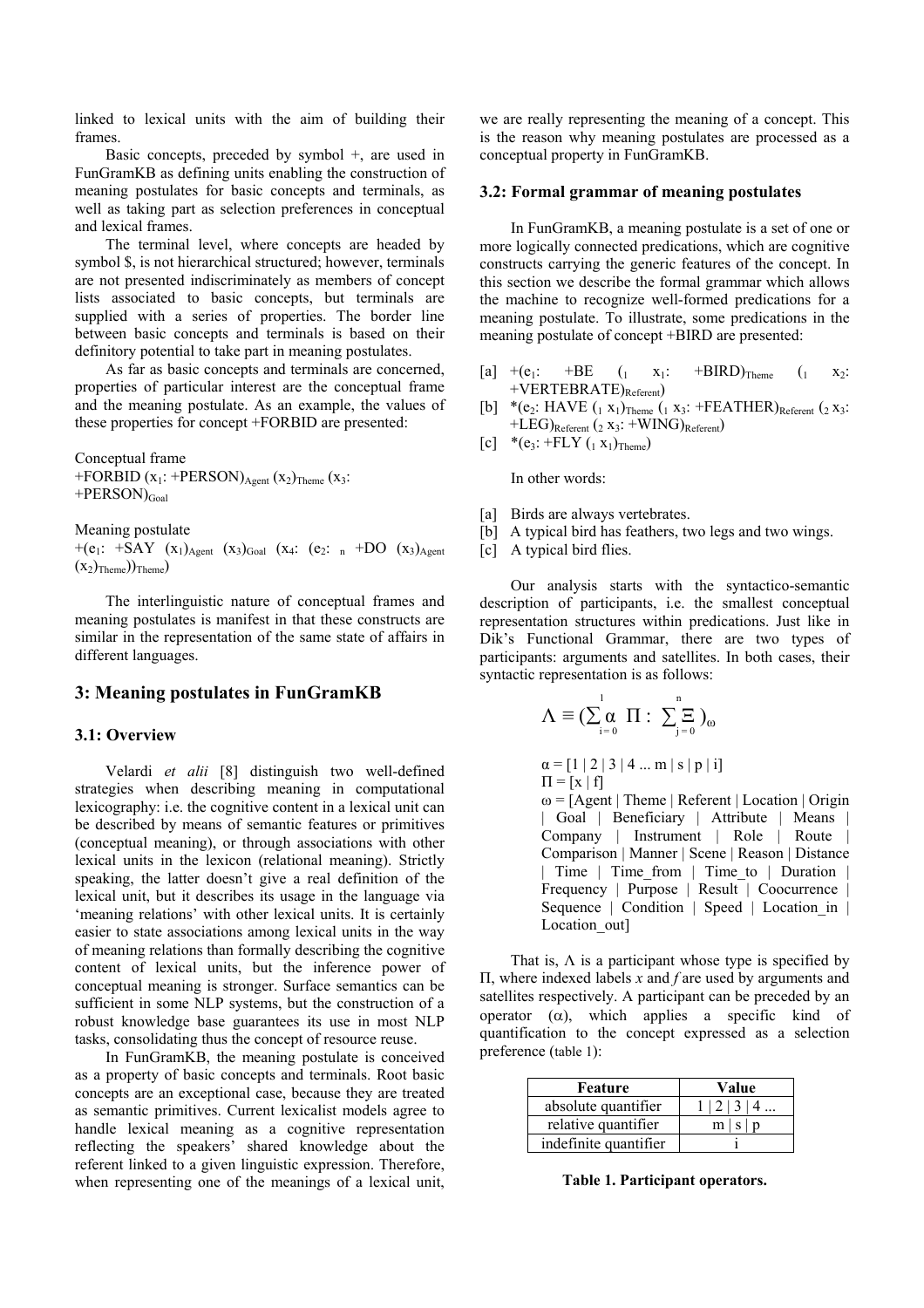linked to lexical units with the aim of building their frames.

Basic concepts, preceded by symbol +, are used in FunGramKB as defining units enabling the construction of meaning postulates for basic concepts and terminals, as well as taking part as selection preferences in conceptual and lexical frames.

The terminal level, where concepts are headed by symbol $, is not hierarchical structured; however, terminals are not presented indiscriminately as members of concept lists associated to basic concepts, but terminals are supplied with a series of properties. The border line between basic concepts and terminals is based on their definitory potential to take part in meaning postulates.

As far as basic concepts and terminals are concerned, properties of particular interest are the conceptual frame and the meaning postulate. As an example, the values of these properties for concept +FORBID are presented:

Conceptual frame
+FORBID ($x_1$: +PERSON)$_{Agent}$ ($x_2$)$_{Theme}$ ($x_3$: +PERSON)$_{Goal}$

Meaning postulate
+($e_1$: +SAY ($x_1$)$_{Agent}$ ($x_3$)$_{Goal}$ ($x_4$: ($e_2$: $_n$ +DO ($x_3$)$_{Agent}$ ($x_2$)$_{Theme}$))$_{Theme}$)

The interlinguistic nature of conceptual frames and meaning postulates is manifest in that these constructs are similar in the representation of the same state of affairs in different languages.

## 3: Meaning postulates in FunGramKB

### 3.1: Overview

Velardi *et alii* [8] distinguish two well-defined strategies when describing meaning in computational lexicography: i.e. the cognitive content in a lexical unit can be described by means of semantic features or primitives (conceptual meaning), or through associations with other lexical units in the lexicon (relational meaning). Strictly speaking, the latter doesn't give a real definition of the lexical unit, but it describes its usage in the language via 'meaning relations' with other lexical units. It is certainly easier to state associations among lexical units in the way of meaning relations than formally describing the cognitive content of lexical units, but the inference power of conceptual meaning is stronger. Surface semantics can be sufficient in some NLP systems, but the construction of a robust knowledge base guarantees its use in most NLP tasks, consolidating thus the concept of resource reuse.

In FunGramKB, the meaning postulate is conceived as a property of basic concepts and terminals. Root basic concepts are an exceptional case, because they are treated as semantic primitives. Current lexicalist models agree to handle lexical meaning as a cognitive representation reflecting the speakers' shared knowledge about the referent linked to a given linguistic expression. Therefore, when representing one of the meanings of a lexical unit, we are really representing the meaning of a concept. This is the reason why meaning postulates are processed as a conceptual property in FunGramKB.

### 3.2: Formal grammar of meaning postulates

In FunGramKB, a meaning postulate is a set of one or more logically connected predications, which are cognitive constructs carrying the generic features of the concept. In this section we describe the formal grammar which allows the machine to recognize well-formed predications for a meaning postulate. To illustrate, some predications in the meaning postulate of concept +BIRD are presented:

[a] +($e_1$: +BE ($_1$ $x_1$: +BIRD)$_{Theme}$ ($_1$ $x_2$: +VERTEBRATE)$_{Referent}$)
[b] *($e_2$: HAVE ($_1$ $x_1$)$_{Theme}$ ($_1$ $x_3$: +FEATHER)$_{Referent}$ ($_2$ $x_3$: +LEG)$_{Referent}$ ($_2$ $x_3$: +WING)$_{Referent}$)
[c] *($e_3$: +FLY ($_1$ $x_1$)$_{Theme}$)

In other words:

[a] Birds are always vertebrates.
[b] A typical bird has feathers, two legs and two wings.
[c] A typical bird flies.

Our analysis starts with the syntactico-semantic description of participants, i.e. the smallest conceptual representation structures within predications. Just like in Dik's Functional Grammar, there are two types of participants: arguments and satellites. In both cases, their syntactic representation is as follows:

$$\Lambda \equiv (\sum_{i=0}^{1} \alpha \;\; \Pi : \sum_{j=0}^{n} \Xi)_{\omega}$$

α = [1 | 2 | 3 | 4 ... m | s | p | i]
Π = [x | f]
ω = [Agent | Theme | Referent | Location | Origin | Goal | Beneficiary | Attribute | Means | Company | Instrument | Role | Route | Comparison | Manner | Scene | Reason | Distance | Time | Time_from | Time_to | Duration | Frequency | Purpose | Result | Coocurrence | Sequence | Condition | Speed | Location_in | Location_out]

That is, Λ is a participant whose type is specified by Π, where indexed labels *x* and *f* are used by arguments and satellites respectively. A participant can be preceded by an operator (α), which applies a specific kind of quantification to the concept expressed as a selection preference (table 1):

| Feature | Value |
|---|---|
| absolute quantifier | 1 \| 2 \| 3 \| 4 ... |
| relative quantifier | m \| s \| p |
| indefinite quantifier | i |

**Table 1. Participant operators.**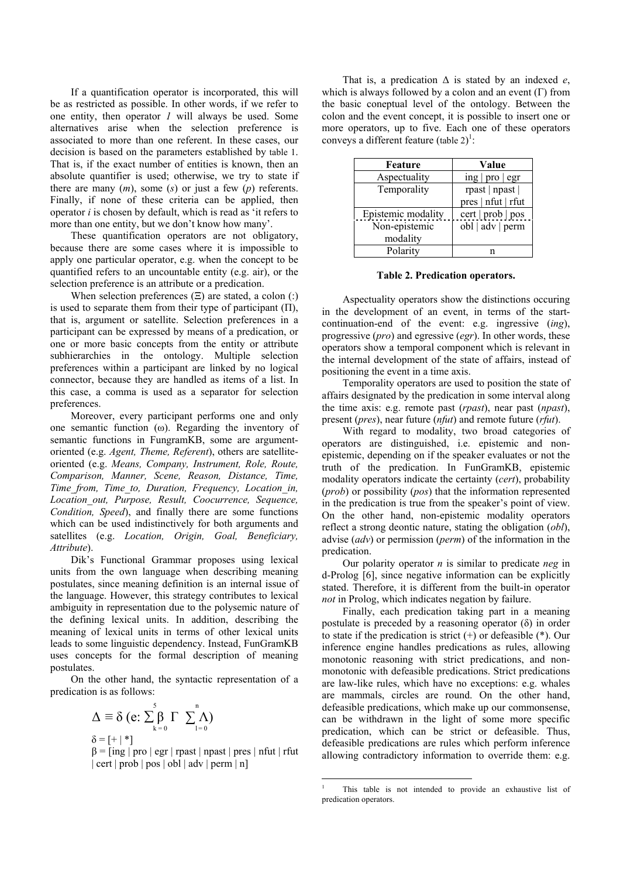If a quantification operator is incorporated, this will be as restricted as possible. In other words, if we refer to one entity, then operator *1* will always be used. Some alternatives arise when the selection preference is associated to more than one referent. In these cases, our decision is based on the parameters established by table 1. That is, if the exact number of entities is known, then an absolute quantifier is used; otherwise, we try to state if there are many (*m*), some (*s*) or just a few (*p*) referents. Finally, if none of these criteria can be applied, then operator *i* is chosen by default, which is read as 'it refers to more than one entity, but we don't know how many'.

These quantification operators are not obligatory, because there are some cases where it is impossible to apply one particular operator, e.g. when the concept to be quantified refers to an uncountable entity (e.g. air), or the selection preference is an attribute or a predication.

When selection preferences (Ξ) are stated, a colon (:) is used to separate them from their type of participant (Π), that is, argument or satellite. Selection preferences in a participant can be expressed by means of a predication, or one or more basic concepts from the entity or attribute subhierarchies in the ontology. Multiple selection preferences within a participant are linked by no logical connector, because they are handled as items of a list. In this case, a comma is used as a separator for selection preferences.

Moreover, every participant performs one and only one semantic function (ω). Regarding the inventory of semantic functions in FungramKB, some are argument-oriented (e.g. *Agent, Theme, Referent*), others are satellite-oriented (e.g. *Means, Company, Instrument, Role, Route, Comparison, Manner, Scene, Reason, Distance, Time, Time_from, Time_to, Duration, Frequency, Location_in, Location_out, Purpose, Result, Coocurrence, Sequence, Condition, Speed*), and finally there are some functions which can be used indistinctively for both arguments and satellites (e.g. *Location, Origin, Goal, Beneficiary, Attribute*).

Dik's Functional Grammar proposes using lexical units from the own language when describing meaning postulates, since meaning definition is an internal issue of the language. However, this strategy contributes to lexical ambiguity in representation due to the polysemic nature of the defining lexical units. In addition, describing the meaning of lexical units in terms of other lexical units leads to some linguistic dependency. Instead, FunGramKB uses concepts for the formal description of meaning postulates.

On the other hand, the syntactic representation of a predication is as follows:

$$\Delta \equiv \delta\ (e\colon \sum_{k=0}^{5} \beta\ \Gamma\ \sum_{l=0}^{n} \Lambda)$$

$\delta = [+ \mid *]$

$\beta = [\text{ing} \mid \text{pro} \mid \text{egr} \mid \text{rpast} \mid \text{npast} \mid \text{pres} \mid \text{nfut} \mid \text{rfut} \mid \text{cert} \mid \text{prob} \mid \text{pos} \mid \text{obl} \mid \text{adv} \mid \text{perm} \mid \text{n}]$

That is, a predication Δ is stated by an indexed *e*, which is always followed by a colon and an event (Γ) from the basic coneptual level of the ontology. Between the colon and the event concept, it is possible to insert one or more operators, up to five. Each one of these operators conveys a different feature (table 2)[1]:

| Feature | Value |
|---|---|
| Aspectuality | ing \| pro \| egr |
| Temporality | rpast \| npast \| pres \| nfut \| rfut |
| Epistemic modality | cert \| prob \| pos |
| Non-epistemic modality | obl \| adv \| perm |
| Polarity | n |

**Table 2. Predication operators.**

Aspectuality operators show the distinctions occuring in the development of an event, in terms of the start-continuation-end of the event: e.g. ingressive (*ing*), progressive (*pro*) and egressive (*egr*). In other words, these operators show a temporal component which is relevant in the internal development of the state of affairs, instead of positioning the event in a time axis.

Temporality operators are used to position the state of affairs designated by the predication in some interval along the time axis: e.g. remote past (*rpast*), near past (*npast*), present (*pres*), near future (*nfut*) and remote future (*rfut*).

With regard to modality, two broad categories of operators are distinguished, i.e. epistemic and non-epistemic, depending on if the speaker evaluates or not the truth of the predication. In FunGramKB, epistemic modality operators indicate the certainty (*cert*), probability (*prob*) or possibility (*pos*) that the information represented in the predication is true from the speaker's point of view. On the other hand, non-epistemic modality operators reflect a strong deontic nature, stating the obligation (*obl*), advise (*adv*) or permission (*perm*) of the information in the predication.

Our polarity operator *n* is similar to predicate *neg* in d-Prolog [6], since negative information can be explicitly stated. Therefore, it is different from the built-in operator *not* in Prolog, which indicates negation by failure.

Finally, each predication taking part in a meaning postulate is preceded by a reasoning operator (δ) in order to state if the predication is strict (+) or defeasible (*). Our inference engine handles predications as rules, allowing monotonic reasoning with strict predications, and non-monotonic with defeasible predications. Strict predications are law-like rules, which have no exceptions: e.g. whales are mammals, circles are round. On the other hand, defeasible predications, which make up our commonsense, can be withdrawn in the light of some more specific predication, which can be strict or defeasible. Thus, defeasible predications are rules which perform inference allowing contradictory information to override them: e.g.

[1] This table is not intended to provide an exhaustive list of predication operators.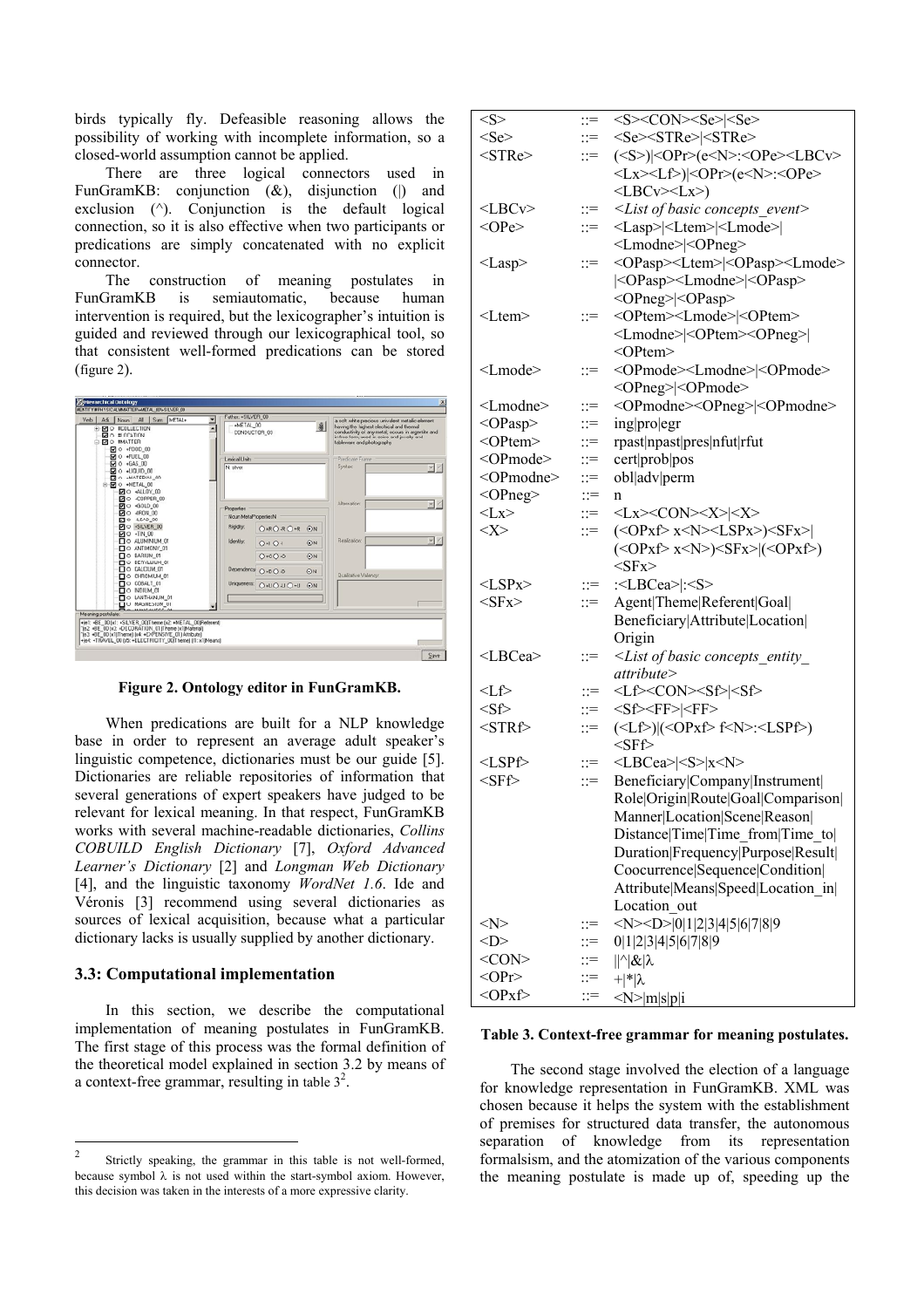birds typically fly. Defeasible reasoning allows the possibility of working with incomplete information, so a closed-world assumption cannot be applied.

There are three logical connectors used in FunGramKB: conjunction (&), disjunction (|) and exclusion (^). Conjunction is the default logical connection, so it is also effective when two participants or predications are simply concatenated with no explicit connector.

The construction of meaning postulates in FunGramKB is semiautomatic, because human intervention is required, but the lexicographer's intuition is guided and reviewed through our lexicographical tool, so that consistent well-formed predications can be stored (figure 2).

**Figure 2. Ontology editor in FunGramKB.**

When predications are built for a NLP knowledge base in order to represent an average adult speaker's linguistic competence, dictionaries must be our guide [5]. Dictionaries are reliable repositories of information that several generations of expert speakers have judged to be relevant for lexical meaning. In that respect, FunGramKB works with several machine-readable dictionaries, *Collins COBUILD English Dictionary* [7], *Oxford Advanced Learner's Dictionary* [2] and *Longman Web Dictionary* [4], and the linguistic taxonomy *WordNet 1.6*. Ide and Véronis [3] recommend using several dictionaries as sources of lexical acquisition, because what a particular dictionary lacks is usually supplied by another dictionary.

### 3.3: Computational implementation

In this section, we describe the computational implementation of meaning postulates in FunGramKB. The first stage of this process was the formal definition of the theoretical model explained in section 3.2 by means of a context-free grammar, resulting in table 3[2].

| | | |
|---|---|---|
| <S> | ::= | <S><CON><Se>\|<Se> |
| <Se> | ::= | <Se><STRe>\|<STRe> |
| <STRe> | ::= | (<S>)\|<OPr>(e<N>:<OPe><LBCv><Lx><Lf>)\|<OPr>(e<N>:<OPe><LBCv><Lx>) |
| <LBCv> | ::= | *<List of basic concepts_event>* |
| <OPe> | ::= | <Lasp>\|<Ltem>\|<Lmode>\|<Lmodne>\|<OPneg> |
| <Lasp> | ::= | <OPasp><Ltem>\|<OPasp><Lmode>\|<OPasp><Lmodne>\|<OPasp><OPneg>\|<OPasp> |
| <Ltem> | ::= | <OPtem><Lmode>\|<OPtem><Lmodne>\|<OPtem><OPneg>\|<OPtem> |
| <Lmode> | ::= | <OPmode><Lmodne>\|<OPmode><OPneg>\|<OPmode> |
| <Lmodne> | ::= | <OPmodne><OPneg>\|<OPmodne> |
| <OPasp> | ::= | ing\|pro\|egr |
| <OPtem> | ::= | rpast\|npast\|pres\|nfut\|rfut |
| <OPmode> | ::= | cert\|prob\|pos |
| <OPmodne> | ::= | obl\|adv\|perm |
| <OPneg> | ::= | n |
| <Lx> | ::= | <Lx><CON><X>\|<X> |
| <X> | ::= | (<OPxf> x<N><LSPx>)<SFx>\|(<OPxf> x<N>)<SFx>\|(<OPxf>)<SFx> |
| <LSPx> | ::= | :<LBCea>\|:<S> |
| <SFx> | ::= | Agent\|Theme\|Referent\|Goal\|Beneficiary\|Attribute\|Location\|Origin |
| <LBCea> | ::= | *<List of basic concepts_entity_attribute>* |
| <Lf> | ::= | <Lf><CON><Sf>\|<Sf> |
| <Sf> | ::= | <Sf><FF>\|<FF> |
| <STRf> | ::= | (<Lf>)\|(<OPxf> f<N>:<LSPf>)<SFf> |
| <LSPf> | ::= | <LBCea>\|<S>\|x<N> |
| <SFf> | ::= | Beneficiary\|Company\|Instrument\|Role\|Origin\|Route\|Goal\|Comparison\|Manner\|Location\|Scene\|Reason\|Distance\|Time\|Time_from\|Time_to\|Duration\|Frequency\|Purpose\|Result\|Coocurrence\|Sequence\|Condition\|Attribute\|Means\|Speed\|Location_in\|Location_out |
| <N> | ::= | <N><D>\|0\|1\|2\|3\|4\|5\|6\|7\|8\|9 |
| <D> | ::= | 0\|1\|2\|3\|4\|5\|6\|7\|8\|9 |
| <CON> | ::= | \|\|^\|&\|λ |
| <OPr> | ::= | +\|*\|λ |
| <OPxf> | ::= | <N>\|m\|s\|p\|i |

**Table 3. Context-free grammar for meaning postulates.**

The second stage involved the election of a language for knowledge representation in FunGramKB. XML was chosen because it helps the system with the establishment of premises for structured data transfer, the autonomous separation of knowledge from its representation formalism, and the atomization of the various components the meaning postulate is made up of, speeding up the

---

[2] Strictly speaking, the grammar in this table is not well-formed, because symbol λ is not used within the start-symbol axiom. However, this decision was taken in the interests of a more expressive clarity.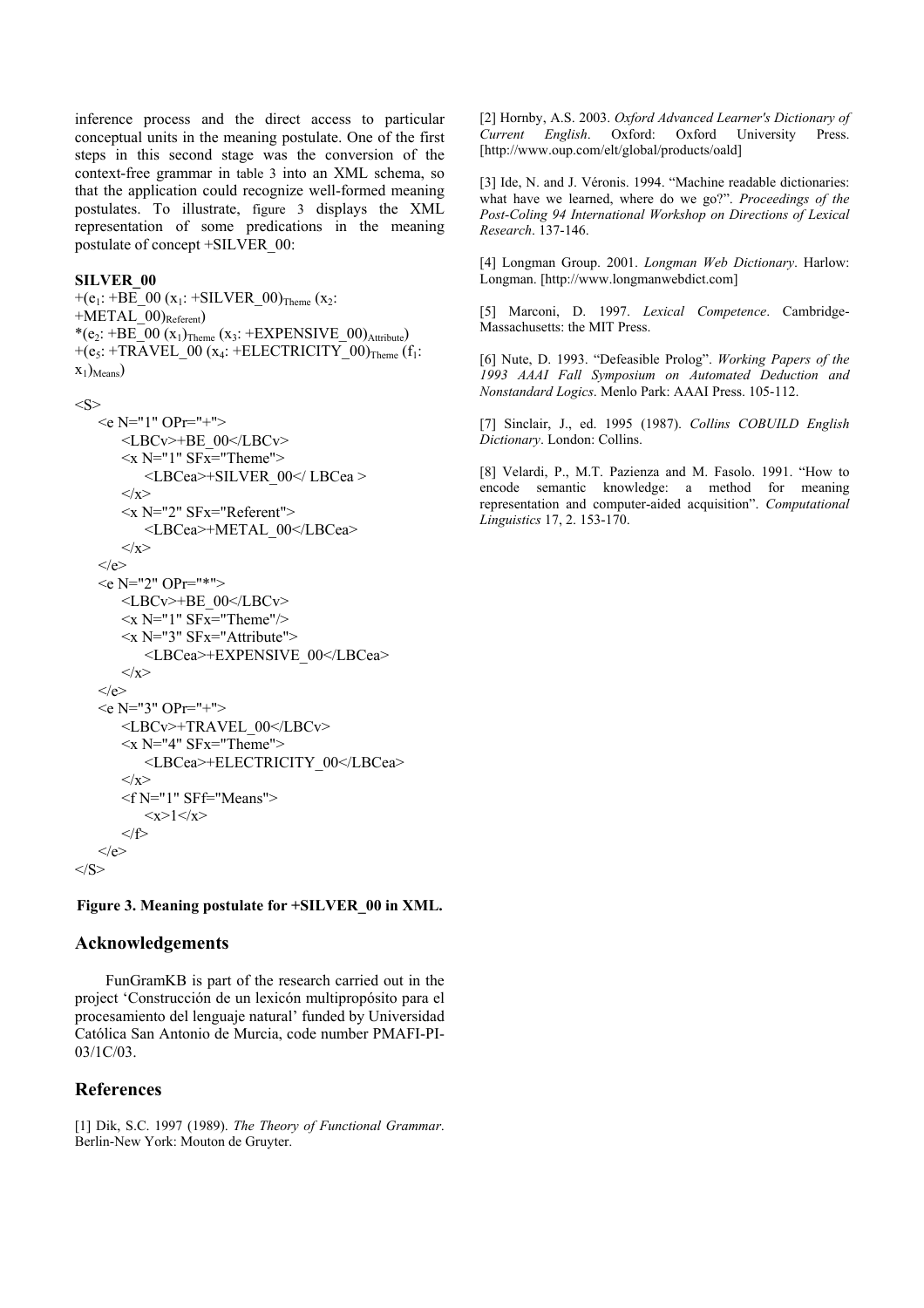inference process and the direct access to particular conceptual units in the meaning postulate. One of the first steps in this second stage was the conversion of the context-free grammar in table 3 into an XML schema, so that the application could recognize well-formed meaning postulates. To illustrate, figure 3 displays the XML representation of some predications in the meaning postulate of concept +SILVER_00:

**SILVER_00**
+($e_1$: +BE_00 ($x_1$: +SILVER_00)$_{Theme}$ ($x_2$: +METAL_00)$_{Referent}$)
*($e_2$: +BE_00 ($x_1$)$_{Theme}$ ($x_3$: +EXPENSIVE_00)$_{Attribute}$)
+($e_5$: +TRAVEL_00 ($x_4$: +ELECTRICITY_00)$_{Theme}$ ($f_1$: $x_1$)$_{Means}$)

```
<S>
    <e N="1" OPr="+">
        <LBCv>+BE_00</LBCv>
        <x N="1" SFx="Theme">
            <LBCea>+SILVER_00</ LBCea >
        </x>
        <x N="2" SFx="Referent">
            <LBCea>+METAL_00</LBCea>
        </x>
    </e>
    <e N="2" OPr="*">
        <LBCv>+BE_00</LBCv>
        <x N="1" SFx="Theme"/>
        <x N="3" SFx="Attribute">
            <LBCea>+EXPENSIVE_00</LBCea>
        </x>
    </e>
    <e N="3" OPr="+">
        <LBCv>+TRAVEL_00</LBCv>
        <x N="4" SFx="Theme">
            <LBCea>+ELECTRICITY_00</LBCea>
        </x>
        <f N="1" SFf="Means">
            <x>1</x>
        </f>
    </e>
</S>
```

**Figure 3. Meaning postulate for +SILVER_00 in XML.**

## Acknowledgements

FunGramKB is part of the research carried out in the project 'Construcción de un lexicón multipropósito para el procesamiento del lenguaje natural' funded by Universidad Católica San Antonio de Murcia, code number PMAFI-PI-03/1C/03.

## References

[1] Dik, S.C. 1997 (1989). *The Theory of Functional Grammar*. Berlin-New York: Mouton de Gruyter.

[2] Hornby, A.S. 2003. *Oxford Advanced Learner's Dictionary of Current English*. Oxford: Oxford University Press. [http://www.oup.com/elt/global/products/oald]

[3] Ide, N. and J. Véronis. 1994. "Machine readable dictionaries: what have we learned, where do we go?". *Proceedings of the Post-Coling 94 International Workshop on Directions of Lexical Research*. 137-146.

[4] Longman Group. 2001. *Longman Web Dictionary*. Harlow: Longman. [http://www.longmanwebdict.com]

[5] Marconi, D. 1997. *Lexical Competence*. Cambridge-Massachusetts: the MIT Press.

[6] Nute, D. 1993. "Defeasible Prolog". *Working Papers of the 1993 AAAI Fall Symposium on Automated Deduction and Nonstandard Logics*. Menlo Park: AAAI Press. 105-112.

[7] Sinclair, J., ed. 1995 (1987). *Collins COBUILD English Dictionary*. London: Collins.

[8] Velardi, P., M.T. Pazienza and M. Fasolo. 1991. "How to encode semantic knowledge: a method for meaning representation and computer-aided acquisition". *Computational Linguistics* 17, 2. 153-170.